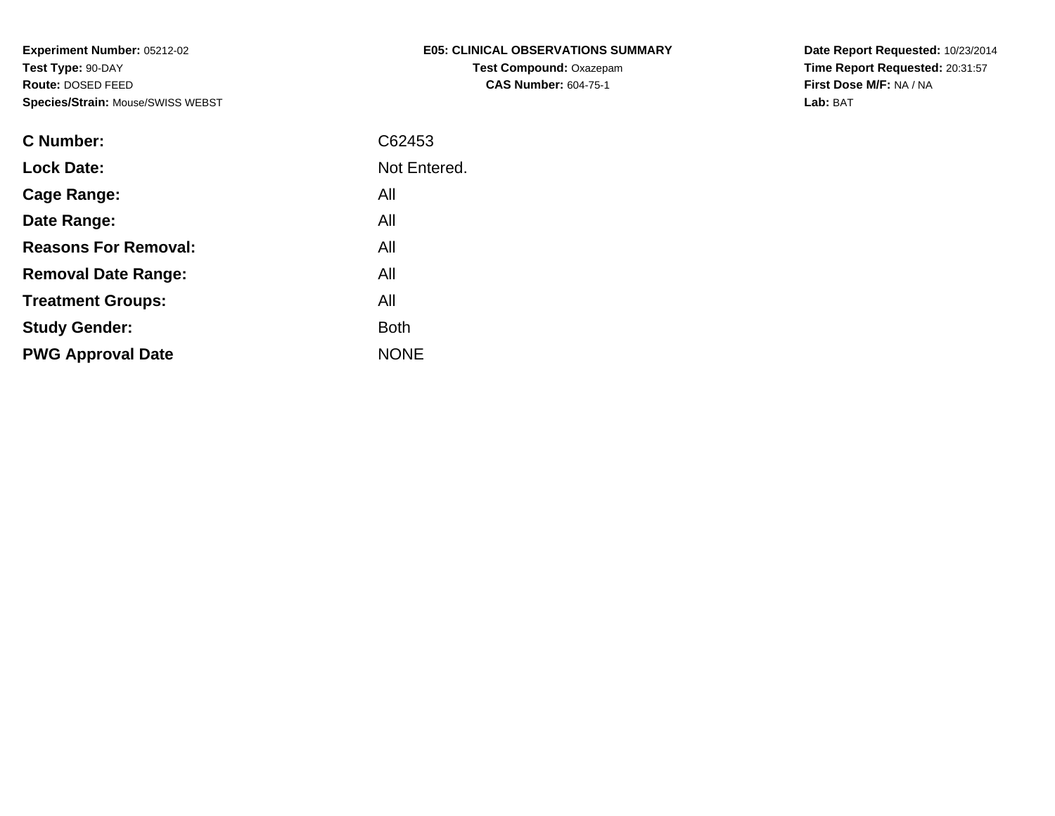**Experiment Number:** 05212-02
**Test Type:** 90-DAY
**Route:** DOSED FEED
**Species/Strain:** Mouse/SWISS WEBST

**E05: CLINICAL OBSERVATIONS SUMMARY**
**Test Compound:** Oxazepam
**CAS Number:** 604-75-1

**Date Report Requested:** 10/23/2014
**Time Report Requested:** 20:31:57
**First Dose M/F:** NA / NA
**Lab:** BAT

| | |
|---|---|
| **C Number:** | C62453 |
| **Lock Date:** | Not Entered. |
| **Cage Range:** | All |
| **Date Range:** | All |
| **Reasons For Removal:** | All |
| **Removal Date Range:** | All |
| **Treatment Groups:** | All |
| **Study Gender:** | Both |
| **PWG Approval Date** | NONE |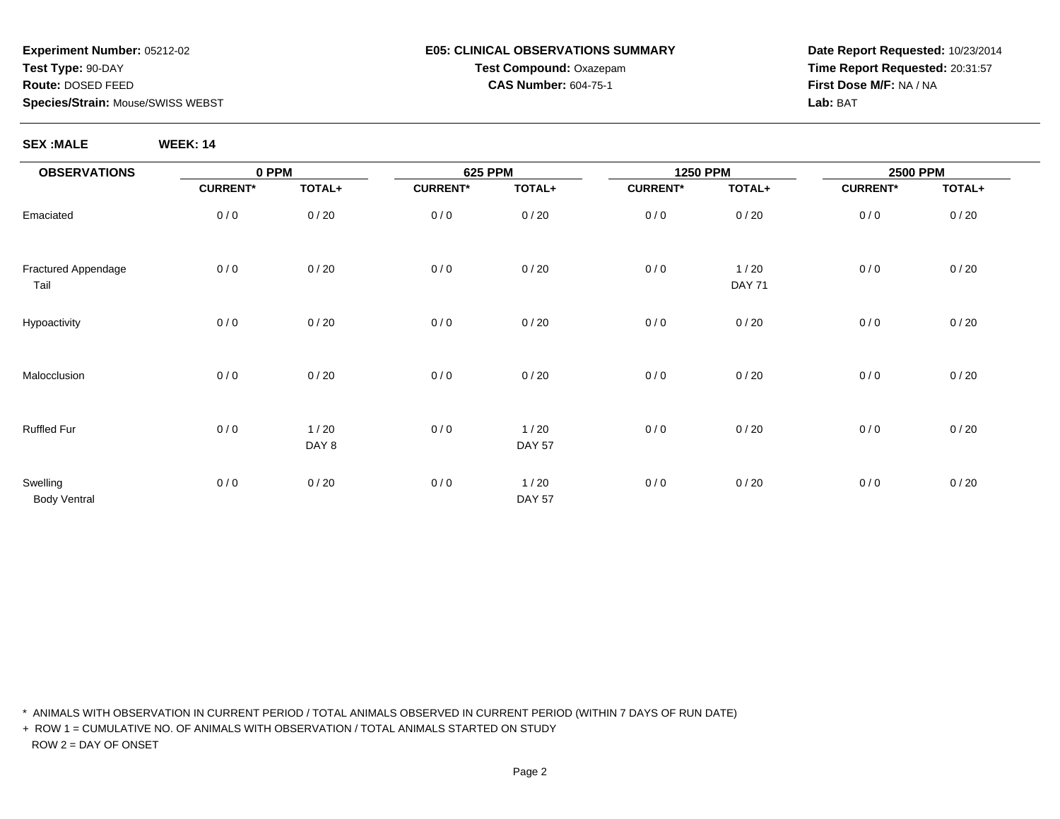**Experiment Number:** 05212-02
**Test Type:** 90-DAY
**Route:** DOSED FEED
**Species/Strain:** Mouse/SWISS WEBST

**E05: CLINICAL OBSERVATIONS SUMMARY**
**Test Compound:** Oxazepam
**CAS Number:** 604-75-1

**Date Report Requested:** 10/23/2014
**Time Report Requested:** 20:31:57
**First Dose M/F:** NA / NA
**Lab:** BAT

**SEX :MALE** **WEEK: 14**

| OBSERVATIONS | 0 PPM | | 625 PPM | | 1250 PPM | | 2500 PPM | |
|---|---|---|---|---|---|---|---|---|
| | CURRENT* | TOTAL+ | CURRENT* | TOTAL+ | CURRENT* | TOTAL+ | CURRENT* | TOTAL+ |
| Emaciated | 0 / 0 | 0 / 20 | 0 / 0 | 0 / 20 | 0 / 0 | 0 / 20 | 0 / 0 | 0 / 20 |
| Fractured Appendage Tail | 0 / 0 | 0 / 20 | 0 / 0 | 0 / 20 | 0 / 0 | 1 / 20 DAY 71 | 0 / 0 | 0 / 20 |
| Hypoactivity | 0 / 0 | 0 / 20 | 0 / 0 | 0 / 20 | 0 / 0 | 0 / 20 | 0 / 0 | 0 / 20 |
| Malocclusion | 0 / 0 | 0 / 20 | 0 / 0 | 0 / 20 | 0 / 0 | 0 / 20 | 0 / 0 | 0 / 20 |
| Ruffled Fur | 0 / 0 | 1 / 20 DAY 8 | 0 / 0 | 1 / 20 DAY 57 | 0 / 0 | 0 / 20 | 0 / 0 | 0 / 20 |
| Swelling Body Ventral | 0 / 0 | 0 / 20 | 0 / 0 | 1 / 20 DAY 57 | 0 / 0 | 0 / 20 | 0 / 0 | 0 / 20 |

\* ANIMALS WITH OBSERVATION IN CURRENT PERIOD / TOTAL ANIMALS OBSERVED IN CURRENT PERIOD (WITHIN 7 DAYS OF RUN DATE)

\+ ROW 1 = CUMULATIVE NO. OF ANIMALS WITH OBSERVATION / TOTAL ANIMALS STARTED ON STUDY
ROW 2 = DAY OF ONSET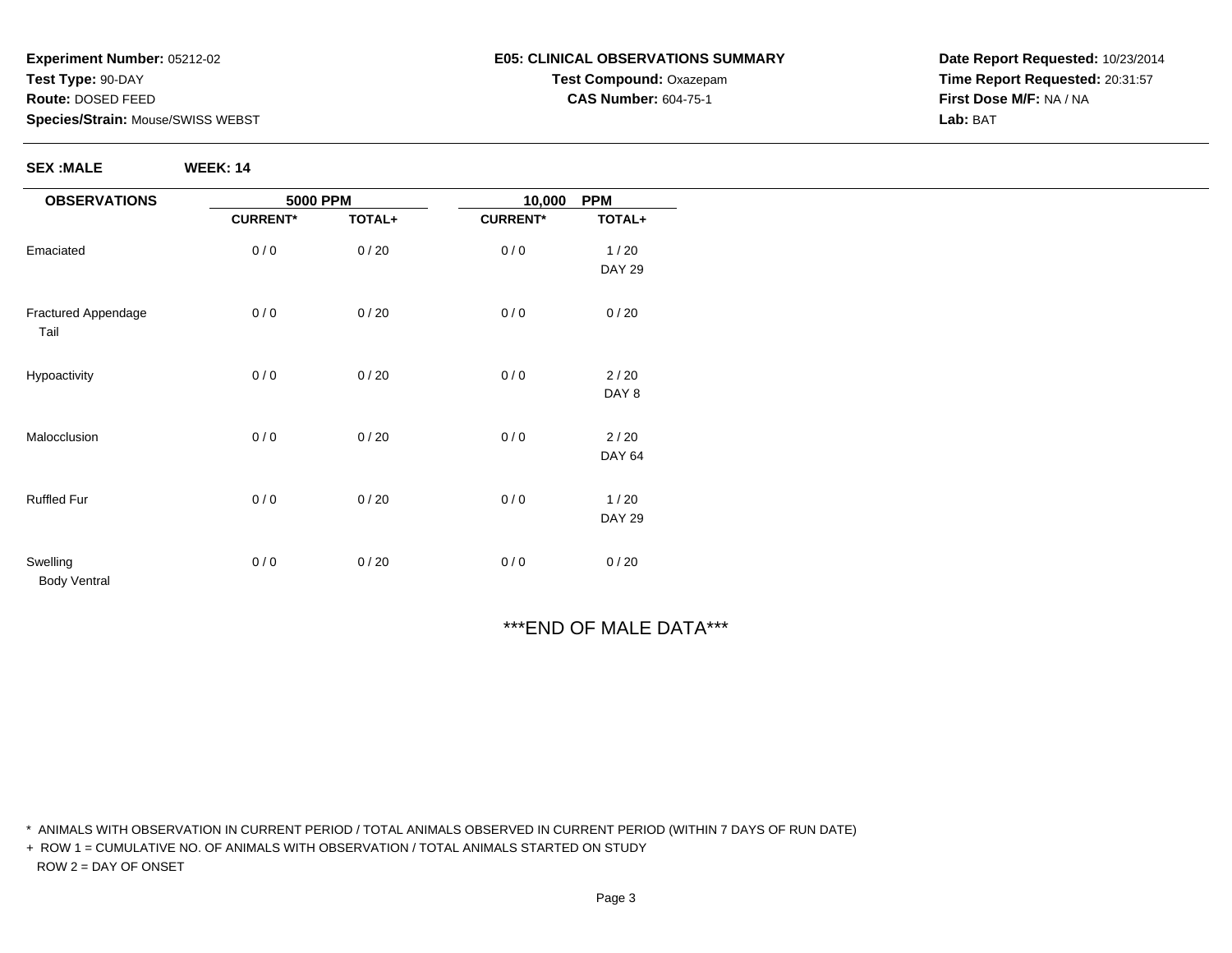**Experiment Number:** 05212-02
**Test Type:** 90-DAY
**Route:** DOSED FEED
**Species/Strain:** Mouse/SWISS WEBST

**E05: CLINICAL OBSERVATIONS SUMMARY**
**Test Compound:** Oxazepam
**CAS Number:** 604-75-1

**Date Report Requested:** 10/23/2014
**Time Report Requested:** 20:31:57
**First Dose M/F:** NA / NA
**Lab:** BAT

**SEX :MALE** **WEEK: 14**

| OBSERVATIONS | 5000 PPM | | 10,000 PPM | |
|---|---|---|---|---|
| | CURRENT* | TOTAL+ | CURRENT* | TOTAL+ |
| Emaciated | 0 / 0 | 0 / 20 | 0 / 0 | 1 / 20 |
| | | | | DAY 29 |
| Fractured Appendage Tail | 0 / 0 | 0 / 20 | 0 / 0 | 0 / 20 |
| Hypoactivity | 0 / 0 | 0 / 20 | 0 / 0 | 2 / 20 |
| | | | | DAY 8 |
| Malocclusion | 0 / 0 | 0 / 20 | 0 / 0 | 2 / 20 |
| | | | | DAY 64 |
| Ruffled Fur | 0 / 0 | 0 / 20 | 0 / 0 | 1 / 20 |
| | | | | DAY 29 |
| Swelling Body Ventral | 0 / 0 | 0 / 20 | 0 / 0 | 0 / 20 |

***END OF MALE DATA***

* ANIMALS WITH OBSERVATION IN CURRENT PERIOD / TOTAL ANIMALS OBSERVED IN CURRENT PERIOD (WITHIN 7 DAYS OF RUN DATE)

+ ROW 1 = CUMULATIVE NO. OF ANIMALS WITH OBSERVATION / TOTAL ANIMALS STARTED ON STUDY
ROW 2 = DAY OF ONSET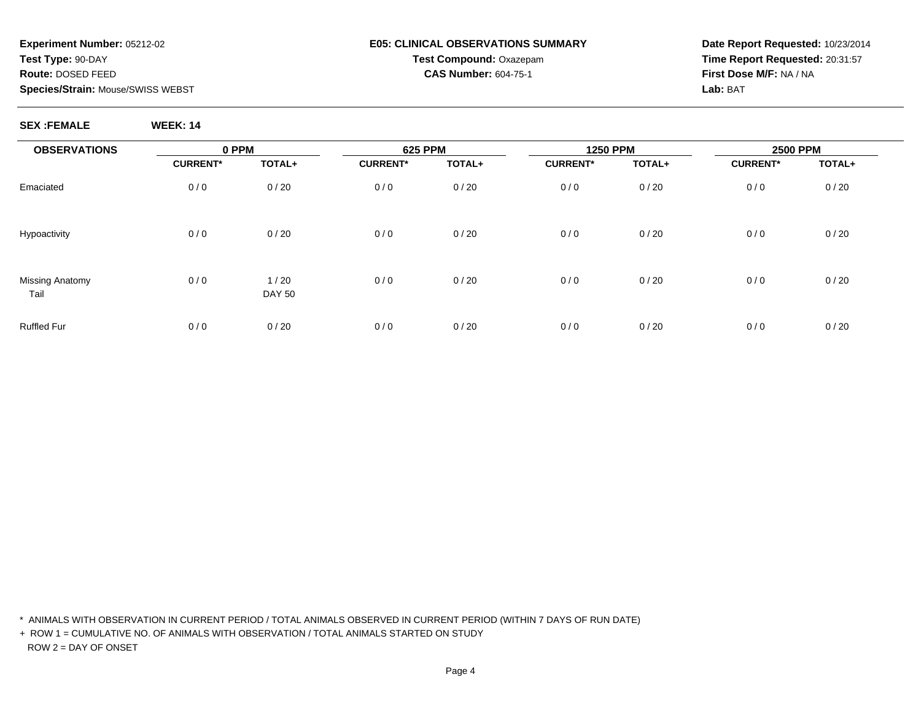**Experiment Number:** 05212-02
**Test Type:** 90-DAY
**Route:** DOSED FEED
**Species/Strain:** Mouse/SWISS WEBST

**E05: CLINICAL OBSERVATIONS SUMMARY**
**Test Compound:** Oxazepam
**CAS Number:** 604-75-1

**Date Report Requested:** 10/23/2014
**Time Report Requested:** 20:31:57
**First Dose M/F:** NA / NA
**Lab:** BAT

**SEX :FEMALE** **WEEK: 14**

| OBSERVATIONS | 0 PPM | | 625 PPM | | 1250 PPM | | 2500 PPM | |
|---|---|---|---|---|---|---|---|---|
| | CURRENT* | TOTAL+ | CURRENT* | TOTAL+ | CURRENT* | TOTAL+ | CURRENT* | TOTAL+ |
| Emaciated | 0 / 0 | 0 / 20 | 0 / 0 | 0 / 20 | 0 / 0 | 0 / 20 | 0 / 0 | 0 / 20 |
| Hypoactivity | 0 / 0 | 0 / 20 | 0 / 0 | 0 / 20 | 0 / 0 | 0 / 20 | 0 / 0 | 0 / 20 |
| Missing Anatomy<br>Tail | 0 / 0 | 1 / 20<br>DAY 50 | 0 / 0 | 0 / 20 | 0 / 0 | 0 / 20 | 0 / 0 | 0 / 20 |
| Ruffled Fur | 0 / 0 | 0 / 20 | 0 / 0 | 0 / 20 | 0 / 0 | 0 / 20 | 0 / 0 | 0 / 20 |

* ANIMALS WITH OBSERVATION IN CURRENT PERIOD / TOTAL ANIMALS OBSERVED IN CURRENT PERIOD (WITHIN 7 DAYS OF RUN DATE)

+ ROW 1 = CUMULATIVE NO. OF ANIMALS WITH OBSERVATION / TOTAL ANIMALS STARTED ON STUDY
ROW 2 = DAY OF ONSET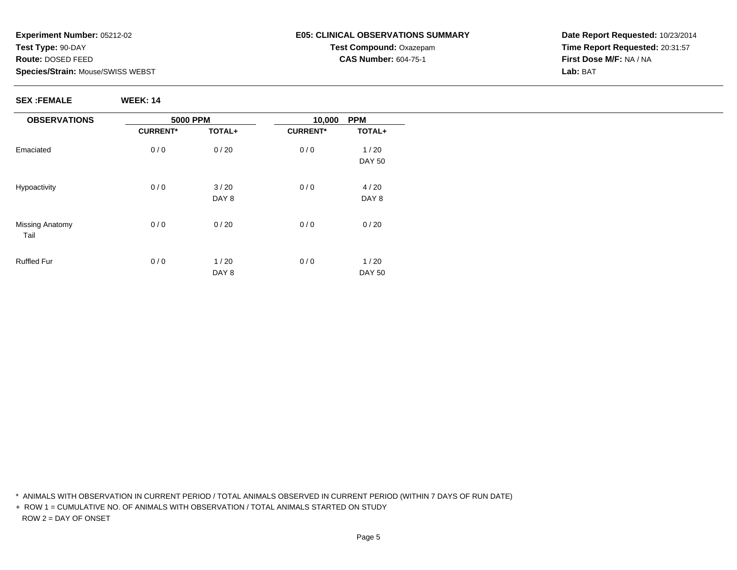**Experiment Number:** 05212-02
**Test Type:** 90-DAY
**Route:** DOSED FEED
**Species/Strain:** Mouse/SWISS WEBST

**E05: CLINICAL OBSERVATIONS SUMMARY**
**Test Compound:** Oxazepam
**CAS Number:** 604-75-1

**Date Report Requested:** 10/23/2014
**Time Report Requested:** 20:31:57
**First Dose M/F:** NA / NA
**Lab:** BAT

**SEX :FEMALE** **WEEK: 14**

| OBSERVATIONS | 5000 PPM | | 10,000 PPM | |
|---|---|---|---|---|
| | CURRENT* | TOTAL+ | CURRENT* | TOTAL+ |
| Emaciated | 0 / 0 | 0 / 20 | 0 / 0 | 1 / 20<br>DAY 50 |
| Hypoactivity | 0 / 0 | 3 / 20<br>DAY 8 | 0 / 0 | 4 / 20<br>DAY 8 |
| Missing Anatomy<br>Tail | 0 / 0 | 0 / 20 | 0 / 0 | 0 / 20 |
| Ruffled Fur | 0 / 0 | 1 / 20<br>DAY 8 | 0 / 0 | 1 / 20<br>DAY 50 |

\* ANIMALS WITH OBSERVATION IN CURRENT PERIOD / TOTAL ANIMALS OBSERVED IN CURRENT PERIOD (WITHIN 7 DAYS OF RUN DATE)

\+ ROW 1 = CUMULATIVE NO. OF ANIMALS WITH OBSERVATION / TOTAL ANIMALS STARTED ON STUDY
ROW 2 = DAY OF ONSET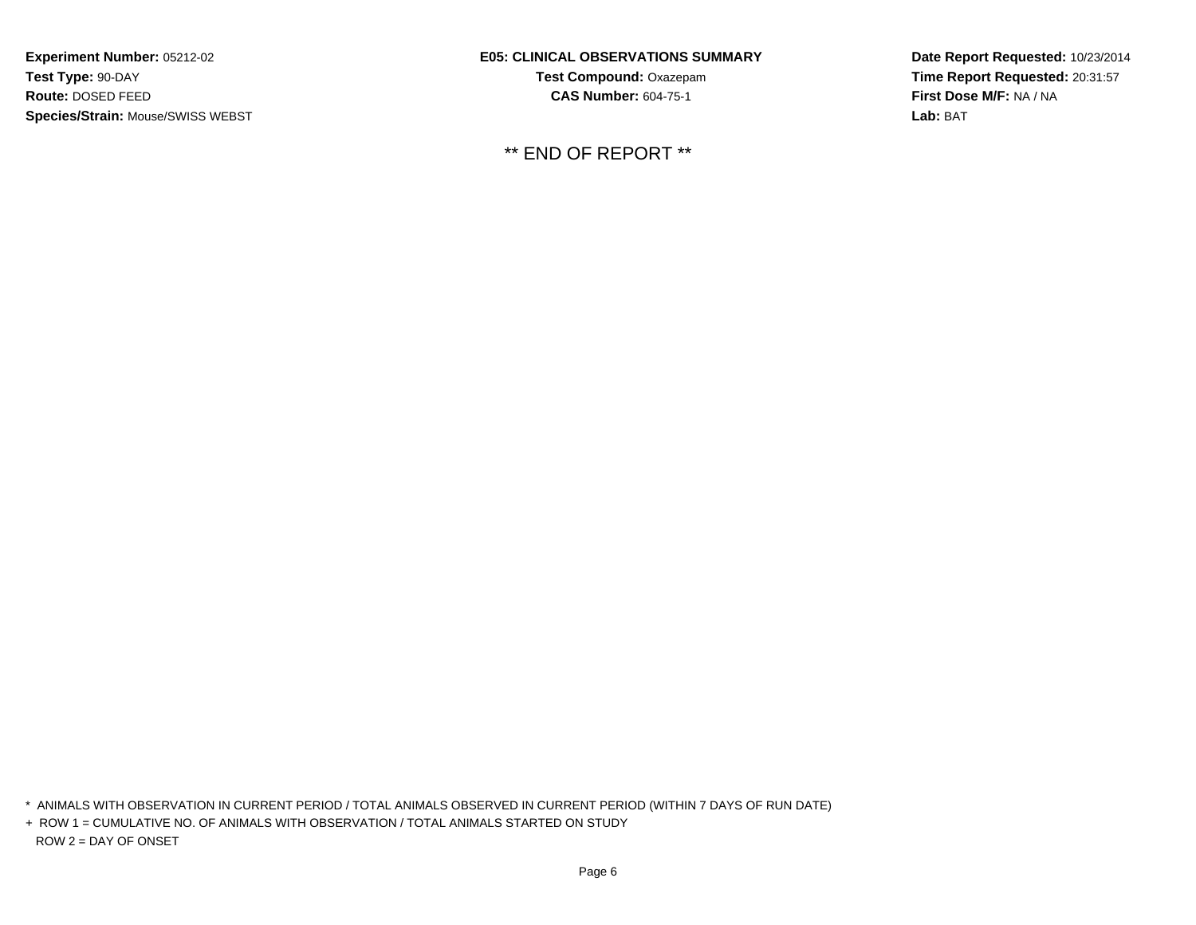**Experiment Number:** 05212-02
**Test Type:** 90-DAY
**Route:** DOSED FEED
**Species/Strain:** Mouse/SWISS WEBST

**E05: CLINICAL OBSERVATIONS SUMMARY**
**Test Compound:** Oxazepam
**CAS Number:** 604-75-1

**Date Report Requested:** 10/23/2014
**Time Report Requested:** 20:31:57
**First Dose M/F:** NA / NA
**Lab:** BAT

** END OF REPORT **

* ANIMALS WITH OBSERVATION IN CURRENT PERIOD / TOTAL ANIMALS OBSERVED IN CURRENT PERIOD (WITHIN 7 DAYS OF RUN DATE)

+ ROW 1 = CUMULATIVE NO. OF ANIMALS WITH OBSERVATION / TOTAL ANIMALS STARTED ON STUDY
ROW 2 = DAY OF ONSET